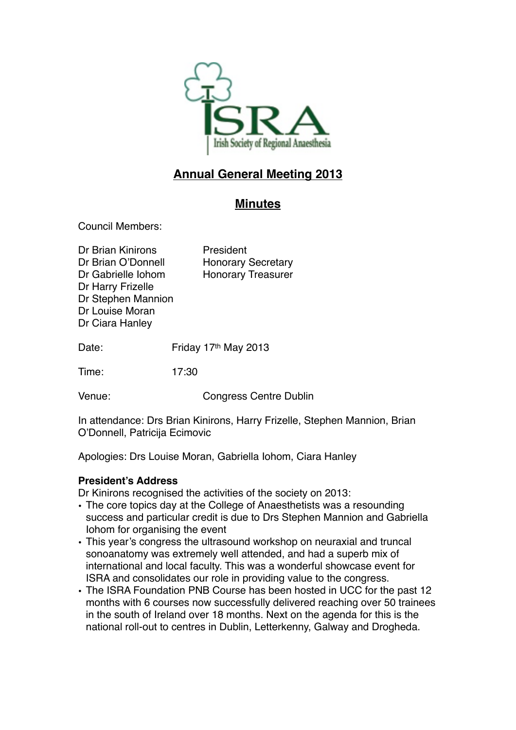ISRA

Irish Society of Regional Anaesthesia

# Annual General Meeting 2013

## Minutes

Council Members:

| | |
|---|---|
| Dr Brian Kinirons | President |
| Dr Brian O'Donnell | Honorary Secretary |
| Dr Gabrielle Iohom | Honorary Treasurer |
| Dr Harry Frizelle | |
| Dr Stephen Mannion | |
| Dr Louise Moran | |
| Dr Ciara Hanley | |

Date: Friday 17th May 2013

Time: 17:30

Venue: Congress Centre Dublin

In attendance: Drs Brian Kinirons, Harry Frizelle, Stephen Mannion, Brian O'Donnell, Patricija Ecimovic

Apologies: Drs Louise Moran, Gabriella Iohom, Ciara Hanley

**President's Address**

Dr Kinirons recognised the activities of the society on 2013:

- The core topics day at the College of Anaesthetists was a resounding success and particular credit is due to Drs Stephen Mannion and Gabriella Iohom for organising the event
- This year's congress the ultrasound workshop on neuraxial and truncal sonoanatomy was extremely well attended, and had a superb mix of international and local faculty. This was a wonderful showcase event for ISRA and consolidates our role in providing value to the congress.
- The ISRA Foundation PNB Course has been hosted in UCC for the past 12 months with 6 courses now successfully delivered reaching over 50 trainees in the south of Ireland over 18 months. Next on the agenda for this is the national roll-out to centres in Dublin, Letterkenny, Galway and Drogheda.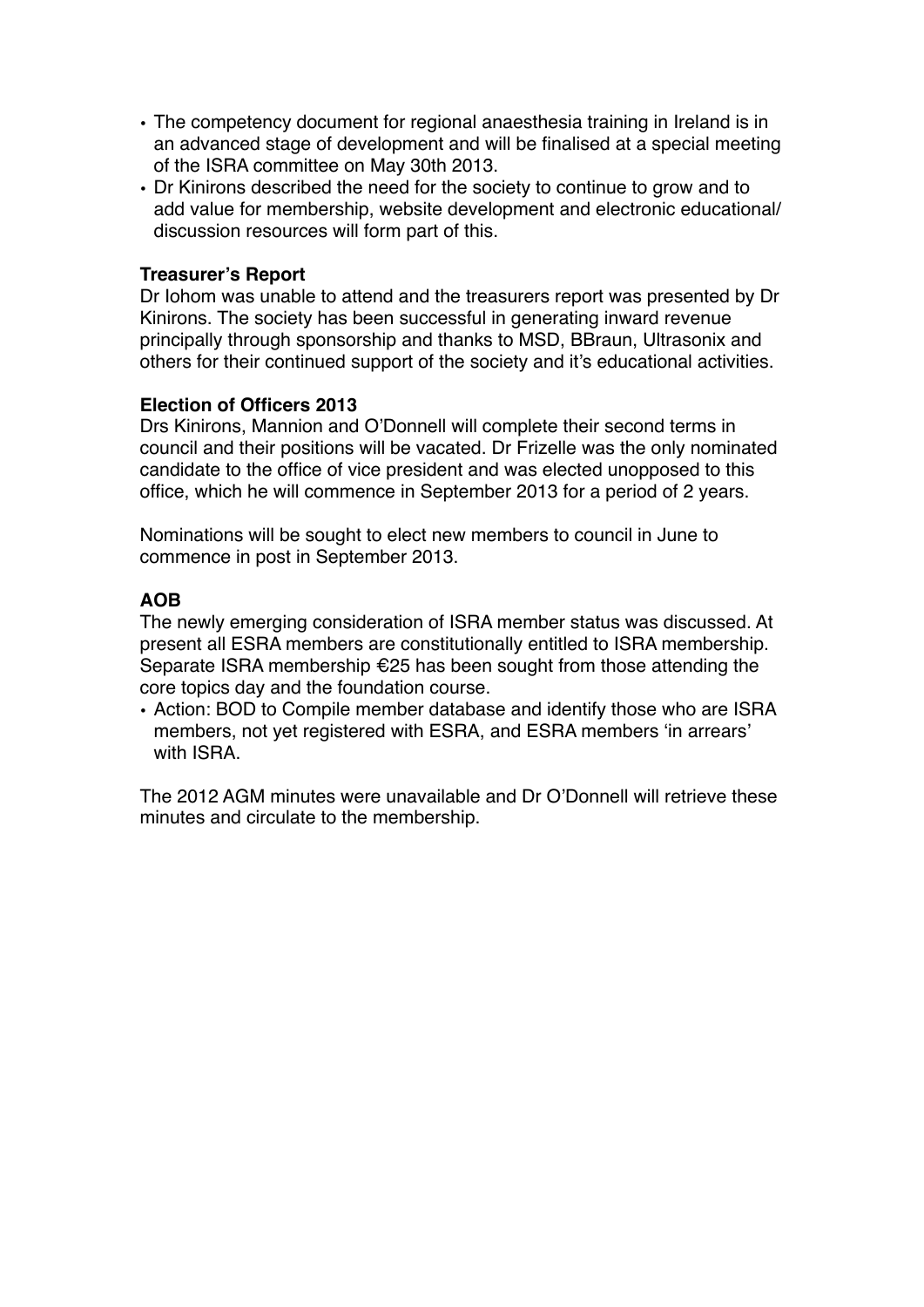- The competency document for regional anaesthesia training in Ireland is in an advanced stage of development and will be finalised at a special meeting of the ISRA committee on May 30th 2013.
- Dr Kinirons described the need for the society to continue to grow and to add value for membership, website development and electronic educational/ discussion resources will form part of this.

**Treasurer's Report**

Dr Iohom was unable to attend and the treasurers report was presented by Dr Kinirons. The society has been successful in generating inward revenue principally through sponsorship and thanks to MSD, BBraun, Ultrasonix and others for their continued support of the society and it's educational activities.

**Election of Officers 2013**

Drs Kinirons, Mannion and O'Donnell will complete their second terms in council and their positions will be vacated. Dr Frizelle was the only nominated candidate to the office of vice president and was elected unopposed to this office, which he will commence in September 2013 for a period of 2 years.

Nominations will be sought to elect new members to council in June to commence in post in September 2013.

**AOB**

The newly emerging consideration of ISRA member status was discussed. At present all ESRA members are constitutionally entitled to ISRA membership. Separate ISRA membership €25 has been sought from those attending the core topics day and the foundation course.

- Action: BOD to Compile member database and identify those who are ISRA members, not yet registered with ESRA, and ESRA members 'in arrears' with ISRA.

The 2012 AGM minutes were unavailable and Dr O'Donnell will retrieve these minutes and circulate to the membership.